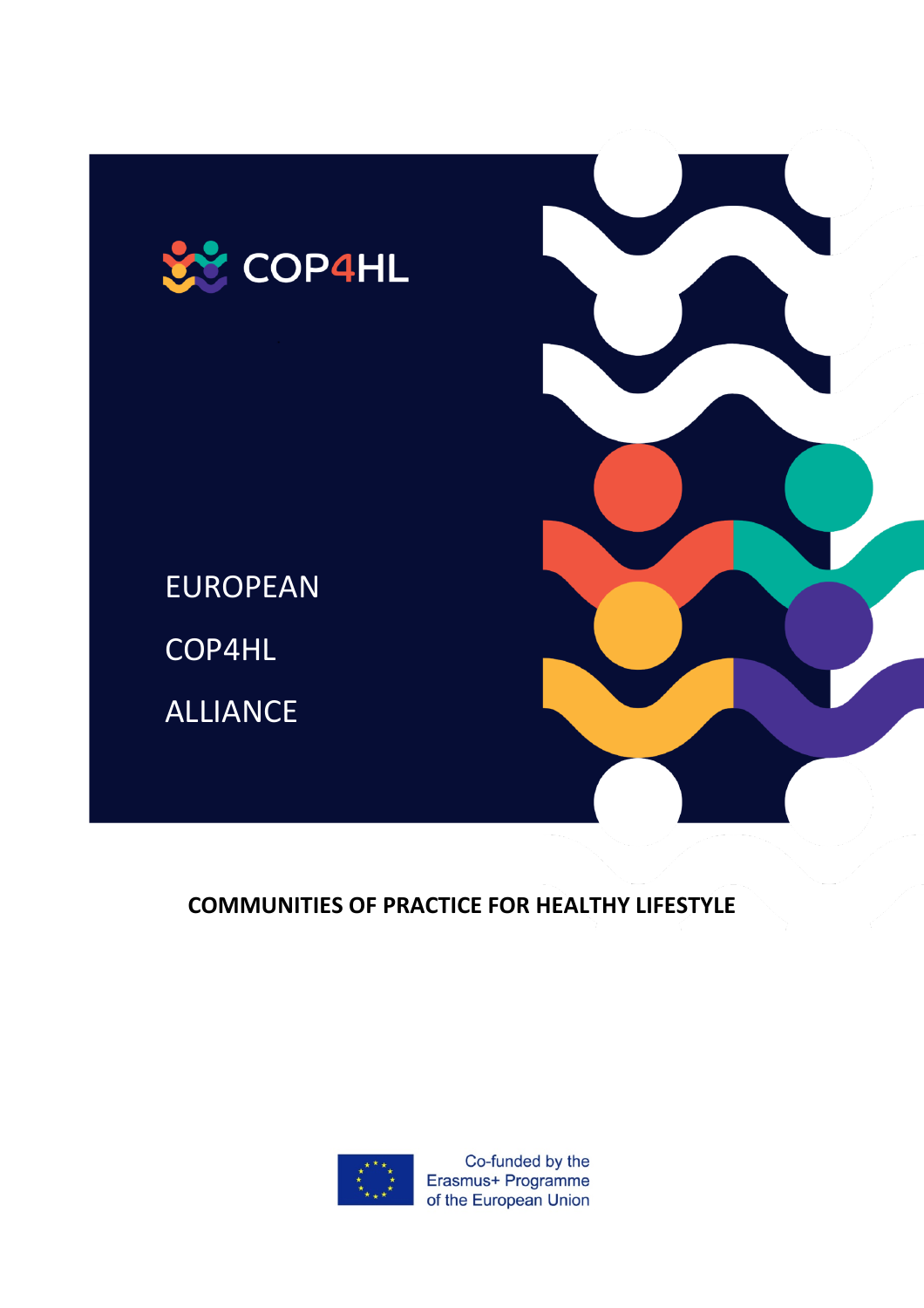COP4HL

# EUROPEAN COP4HL ALLIANCE

**COMMUNITIES OF PRACTICE FOR HEALTHY LIFESTYLE**

Co-funded by the Erasmus+ Programme of the European Union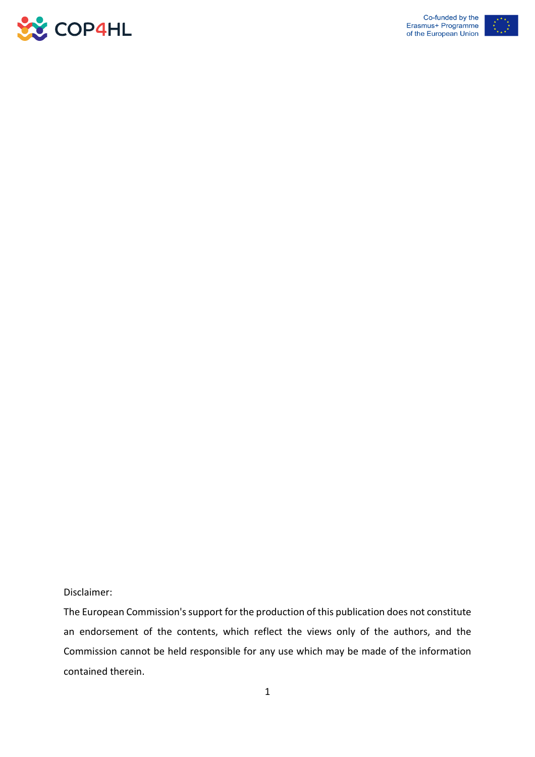Disclaimer:

The European Commission's support for the production of this publication does not constitute an endorsement of the contents, which reflect the views only of the authors, and the Commission cannot be held responsible for any use which may be made of the information contained therein.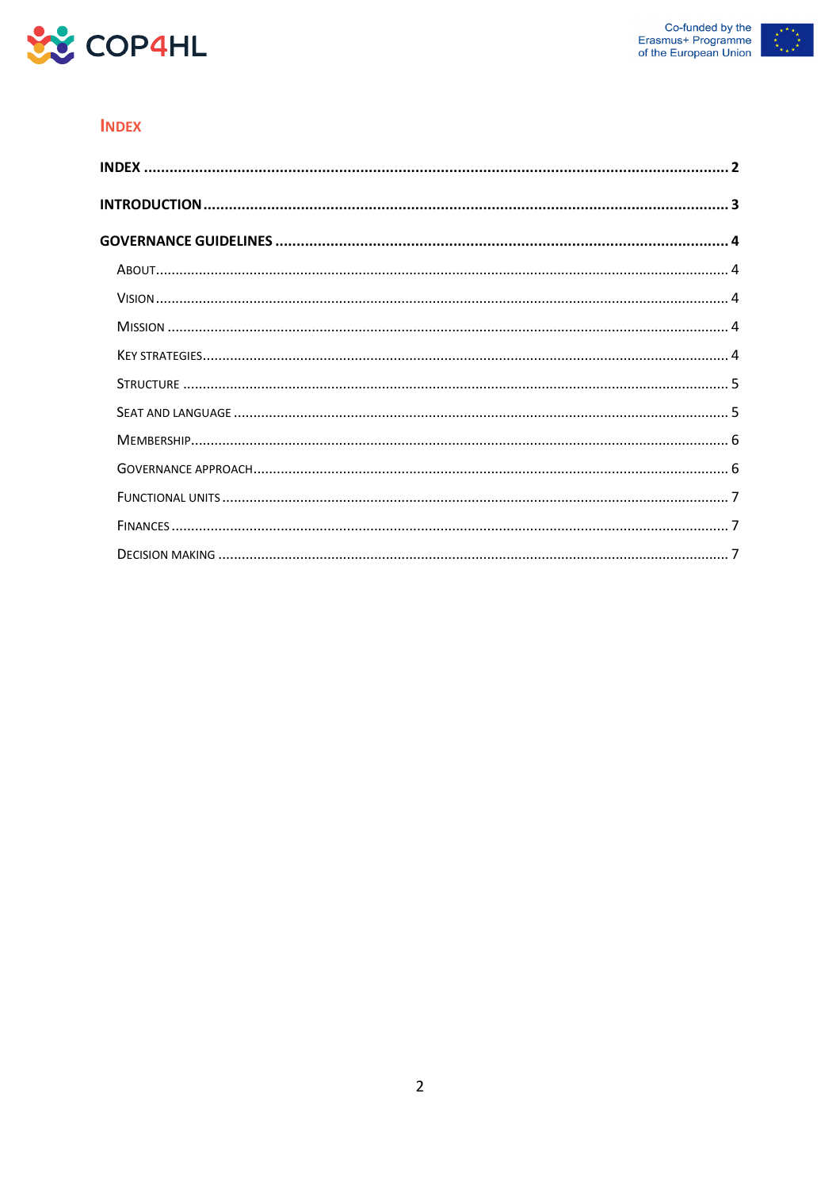# Index

**INDEX** .......... **2**

**INTRODUCTION** .......... **3**

**GOVERNANCE GUIDELINES** .......... **4**

- About .......... 4
- Vision .......... 4
- Mission .......... 4
- Key strategies .......... 4
- Structure .......... 5
- Seat and language .......... 5
- Membership .......... 6
- Governance approach .......... 6
- Functional units .......... 7
- Finances .......... 7
- Decision making .......... 7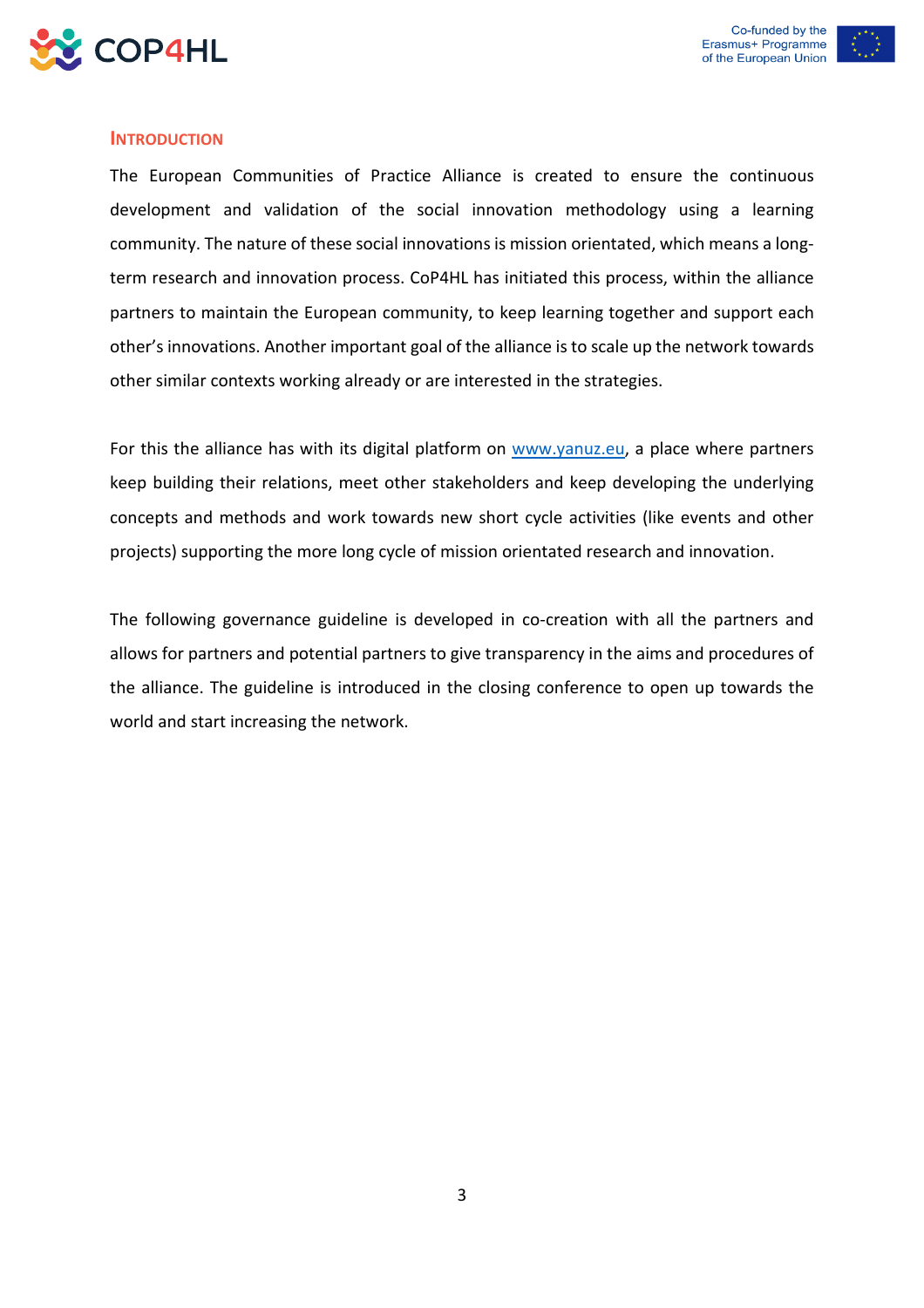## Introduction

The European Communities of Practice Alliance is created to ensure the continuous development and validation of the social innovation methodology using a learning community. The nature of these social innovations is mission orientated, which means a long-term research and innovation process. CoP4HL has initiated this process, within the alliance partners to maintain the European community, to keep learning together and support each other's innovations. Another important goal of the alliance is to scale up the network towards other similar contexts working already or are interested in the strategies.

For this the alliance has with its digital platform on [www.yanuz.eu](www.yanuz.eu), a place where partners keep building their relations, meet other stakeholders and keep developing the underlying concepts and methods and work towards new short cycle activities (like events and other projects) supporting the more long cycle of mission orientated research and innovation.

The following governance guideline is developed in co-creation with all the partners and allows for partners and potential partners to give transparency in the aims and procedures of the alliance. The guideline is introduced in the closing conference to open up towards the world and start increasing the network.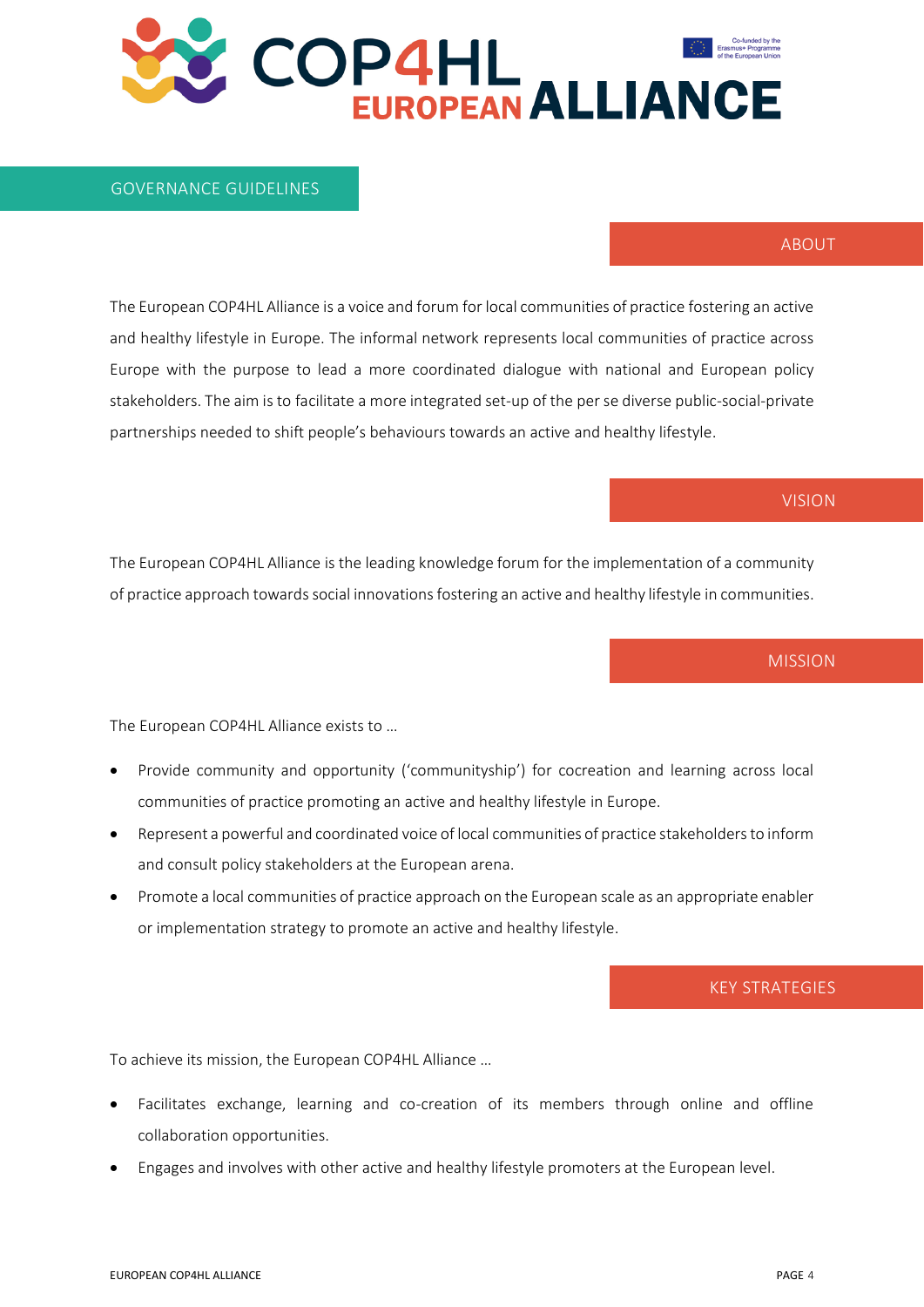# GOVERNANCE GUIDELINES

## ABOUT

The European COP4HL Alliance is a voice and forum for local communities of practice fostering an active and healthy lifestyle in Europe. The informal network represents local communities of practice across Europe with the purpose to lead a more coordinated dialogue with national and European policy stakeholders. The aim is to facilitate a more integrated set-up of the per se diverse public-social-private partnerships needed to shift people's behaviours towards an active and healthy lifestyle.

## VISION

The European COP4HL Alliance is the leading knowledge forum for the implementation of a community of practice approach towards social innovations fostering an active and healthy lifestyle in communities.

## MISSION

The European COP4HL Alliance exists to …

- Provide community and opportunity ('communityship') for cocreation and learning across local communities of practice promoting an active and healthy lifestyle in Europe.
- Represent a powerful and coordinated voice of local communities of practice stakeholders to inform and consult policy stakeholders at the European arena.
- Promote a local communities of practice approach on the European scale as an appropriate enabler or implementation strategy to promote an active and healthy lifestyle.

## KEY STRATEGIES

To achieve its mission, the European COP4HL Alliance …

- Facilitates exchange, learning and co-creation of its members through online and offline collaboration opportunities.
- Engages and involves with other active and healthy lifestyle promoters at the European level.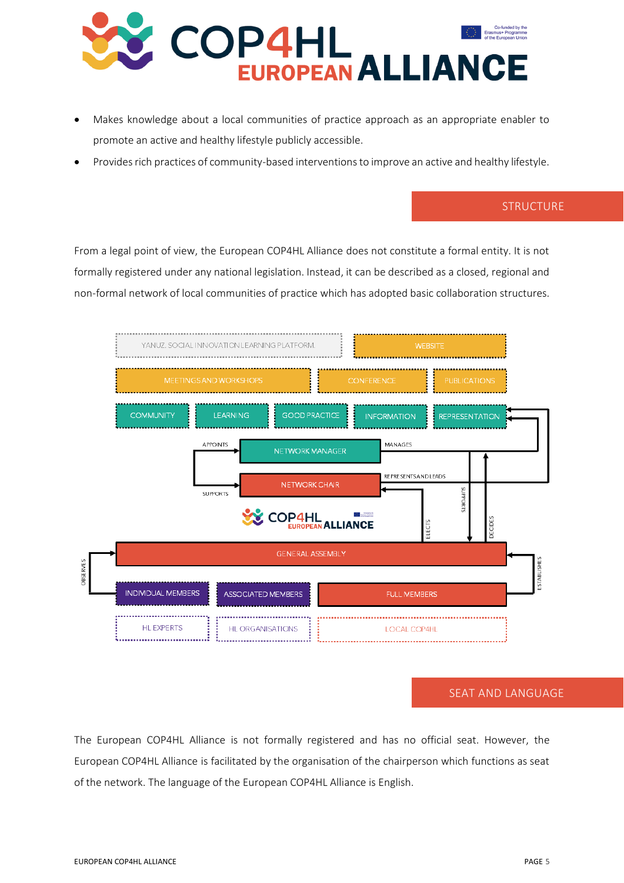- Makes knowledge about a local communities of practice approach as an appropriate enabler to promote an active and healthy lifestyle publicly accessible.
- Provides rich practices of community-based interventions to improve an active and healthy lifestyle.

## STRUCTURE

From a legal point of view, the European COP4HL Alliance does not constitute a formal entity. It is not formally registered under any national legislation. Instead, it can be described as a closed, regional and non-formal network of local communities of practice which has adopted basic collaboration structures.

YANUZ. SOCIAL INNOVATION LEARNING PLATFORM. | WEBSITE

MEETINGS AND WORKSHOPS | CONFERENCE | PUBLICATIONS

COMMUNITY | LEARNING | GOOD PRACTICE | INFORMATION | REPRESENTATION

APPOINTS | NETWORK MANAGER | MANAGES

SUPPORTS | NETWORK CHAIR | REPRESENTS AND LEADS

SUPPORTS | ELECTS | DECIDES

COP4HL EUROPEAN ALLIANCE

GENERAL ASSEMBLY

OBSERVES | ESTABLISHES

INDIVIDUAL MEMBERS | ASSOCIATED MEMBERS | FULL MEMBERS

HL EXPERTS | HL ORGANISATIONS | LOCAL COP4HL

## SEAT AND LANGUAGE

The European COP4HL Alliance is not formally registered and has no official seat. However, the European COP4HL Alliance is facilitated by the organisation of the chairperson which functions as seat of the network. The language of the European COP4HL Alliance is English.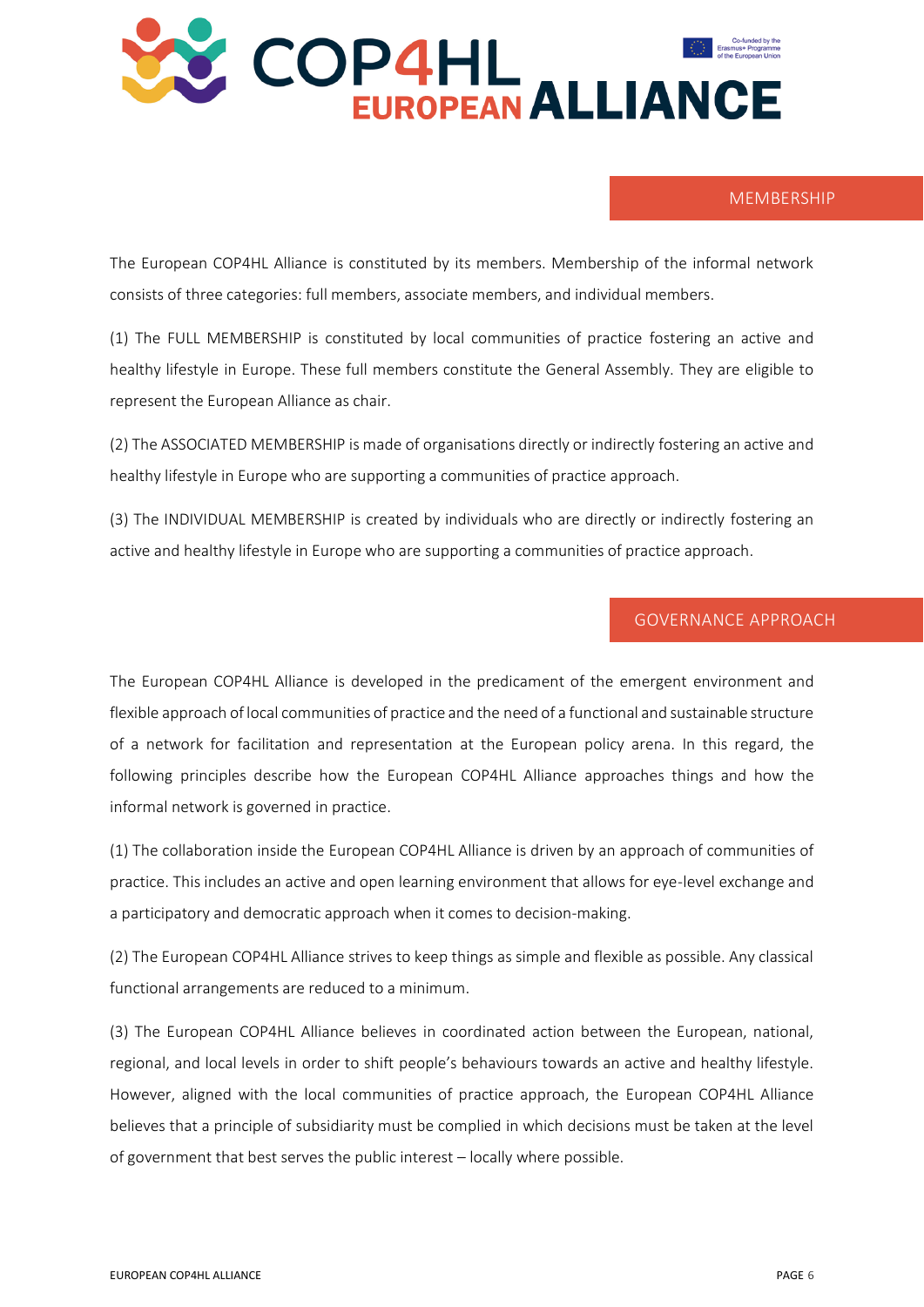## MEMBERSHIP

The European COP4HL Alliance is constituted by its members. Membership of the informal network consists of three categories: full members, associate members, and individual members.

(1) The FULL MEMBERSHIP is constituted by local communities of practice fostering an active and healthy lifestyle in Europe. These full members constitute the General Assembly. They are eligible to represent the European Alliance as chair.

(2) The ASSOCIATED MEMBERSHIP is made of organisations directly or indirectly fostering an active and healthy lifestyle in Europe who are supporting a communities of practice approach.

(3) The INDIVIDUAL MEMBERSHIP is created by individuals who are directly or indirectly fostering an active and healthy lifestyle in Europe who are supporting a communities of practice approach.

## GOVERNANCE APPROACH

The European COP4HL Alliance is developed in the predicament of the emergent environment and flexible approach of local communities of practice and the need of a functional and sustainable structure of a network for facilitation and representation at the European policy arena. In this regard, the following principles describe how the European COP4HL Alliance approaches things and how the informal network is governed in practice.

(1) The collaboration inside the European COP4HL Alliance is driven by an approach of communities of practice. This includes an active and open learning environment that allows for eye-level exchange and a participatory and democratic approach when it comes to decision-making.

(2) The European COP4HL Alliance strives to keep things as simple and flexible as possible. Any classical functional arrangements are reduced to a minimum.

(3) The European COP4HL Alliance believes in coordinated action between the European, national, regional, and local levels in order to shift people's behaviours towards an active and healthy lifestyle. However, aligned with the local communities of practice approach, the European COP4HL Alliance believes that a principle of subsidiarity must be complied in which decisions must be taken at the level of government that best serves the public interest – locally where possible.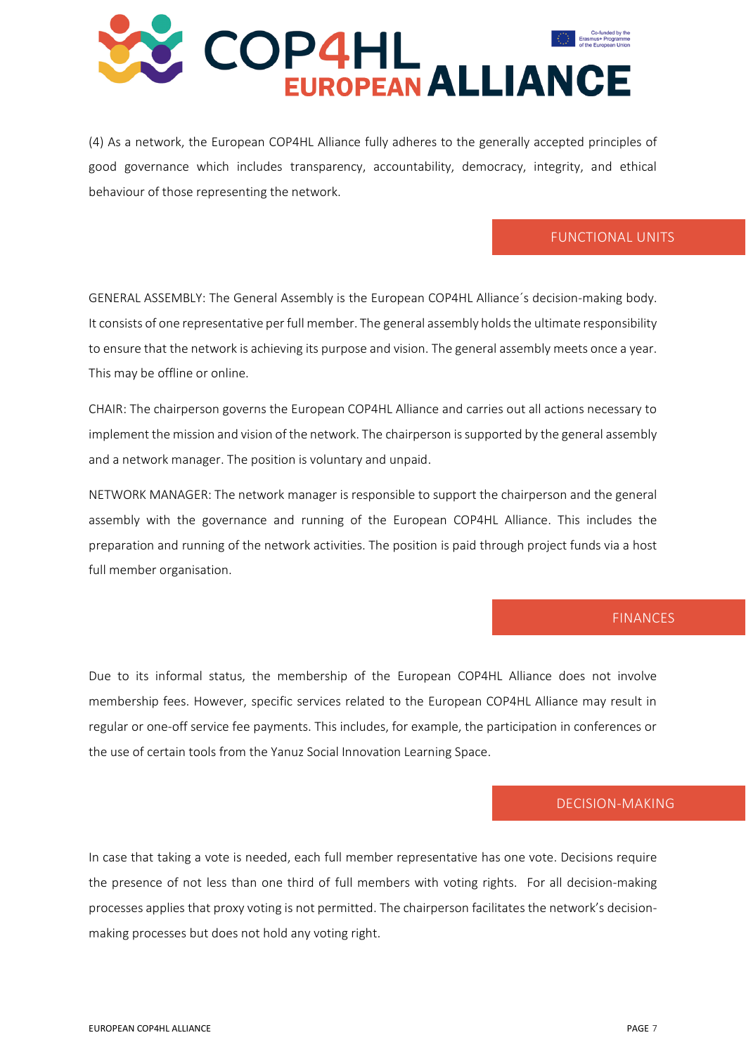(4) As a network, the European COP4HL Alliance fully adheres to the generally accepted principles of good governance which includes transparency, accountability, democracy, integrity, and ethical behaviour of those representing the network.

## FUNCTIONAL UNITS

GENERAL ASSEMBLY: The General Assembly is the European COP4HL Alliance´s decision-making body. It consists of one representative per full member. The general assembly holds the ultimate responsibility to ensure that the network is achieving its purpose and vision. The general assembly meets once a year. This may be offline or online.

CHAIR: The chairperson governs the European COP4HL Alliance and carries out all actions necessary to implement the mission and vision of the network. The chairperson is supported by the general assembly and a network manager. The position is voluntary and unpaid.

NETWORK MANAGER: The network manager is responsible to support the chairperson and the general assembly with the governance and running of the European COP4HL Alliance. This includes the preparation and running of the network activities. The position is paid through project funds via a host full member organisation.

## FINANCES

Due to its informal status, the membership of the European COP4HL Alliance does not involve membership fees. However, specific services related to the European COP4HL Alliance may result in regular or one-off service fee payments. This includes, for example, the participation in conferences or the use of certain tools from the Yanuz Social Innovation Learning Space.

## DECISION-MAKING

In case that taking a vote is needed, each full member representative has one vote. Decisions require the presence of not less than one third of full members with voting rights. For all decision-making processes applies that proxy voting is not permitted. The chairperson facilitates the network's decision-making processes but does not hold any voting right.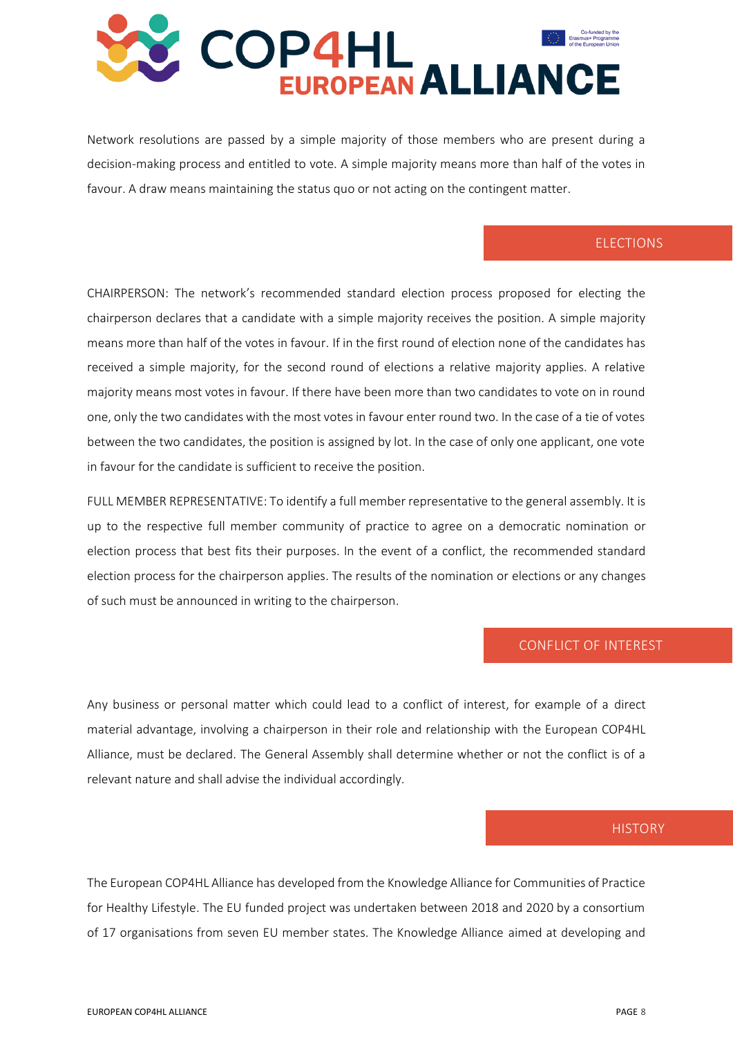Network resolutions are passed by a simple majority of those members who are present during a decision-making process and entitled to vote. A simple majority means more than half of the votes in favour. A draw means maintaining the status quo or not acting on the contingent matter.

## ELECTIONS

CHAIRPERSON: The network's recommended standard election process proposed for electing the chairperson declares that a candidate with a simple majority receives the position. A simple majority means more than half of the votes in favour. If in the first round of election none of the candidates has received a simple majority, for the second round of elections a relative majority applies. A relative majority means most votes in favour. If there have been more than two candidates to vote on in round one, only the two candidates with the most votes in favour enter round two. In the case of a tie of votes between the two candidates, the position is assigned by lot. In the case of only one applicant, one vote in favour for the candidate is sufficient to receive the position.

FULL MEMBER REPRESENTATIVE: To identify a full member representative to the general assembly. It is up to the respective full member community of practice to agree on a democratic nomination or election process that best fits their purposes. In the event of a conflict, the recommended standard election process for the chairperson applies. The results of the nomination or elections or any changes of such must be announced in writing to the chairperson.

## CONFLICT OF INTEREST

Any business or personal matter which could lead to a conflict of interest, for example of a direct material advantage, involving a chairperson in their role and relationship with the European COP4HL Alliance, must be declared. The General Assembly shall determine whether or not the conflict is of a relevant nature and shall advise the individual accordingly.

## HISTORY

The European COP4HL Alliance has developed from the Knowledge Alliance for Communities of Practice for Healthy Lifestyle. The EU funded project was undertaken between 2018 and 2020 by a consortium of 17 organisations from seven EU member states. The Knowledge Alliance aimed at developing and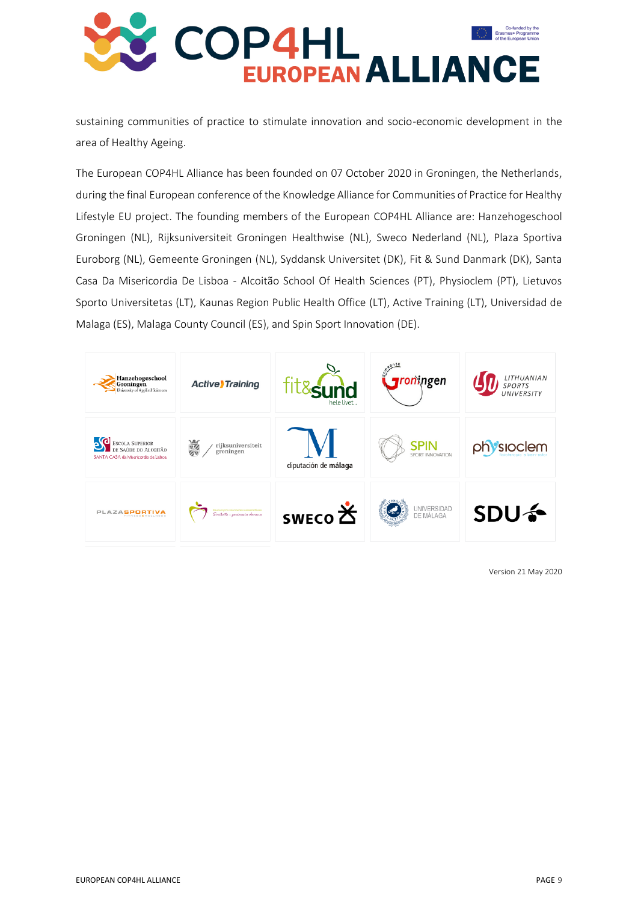sustaining communities of practice to stimulate innovation and socio-economic development in the area of Healthy Ageing.

The European COP4HL Alliance has been founded on 07 October 2020 in Groningen, the Netherlands, during the final European conference of the Knowledge Alliance for Communities of Practice for Healthy Lifestyle EU project. The founding members of the European COP4HL Alliance are: Hanzehogeschool Groningen (NL), Rijksuniversiteit Groningen Healthwise (NL), Sweco Nederland (NL), Plaza Sportiva Euroborg (NL), Gemeente Groningen (NL), Syddansk Universitet (DK), Fit & Sund Danmark (DK), Santa Casa Da Misericordia De Lisboa - Alcoitão School Of Health Sciences (PT), Physioclem (PT), Lietuvos Sporto Universitetas (LT), Kaunas Region Public Health Office (LT), Active Training (LT), Universidad de Malaga (ES), Malaga County Council (ES), and Spin Sport Innovation (DE).

Version 21 May 2020